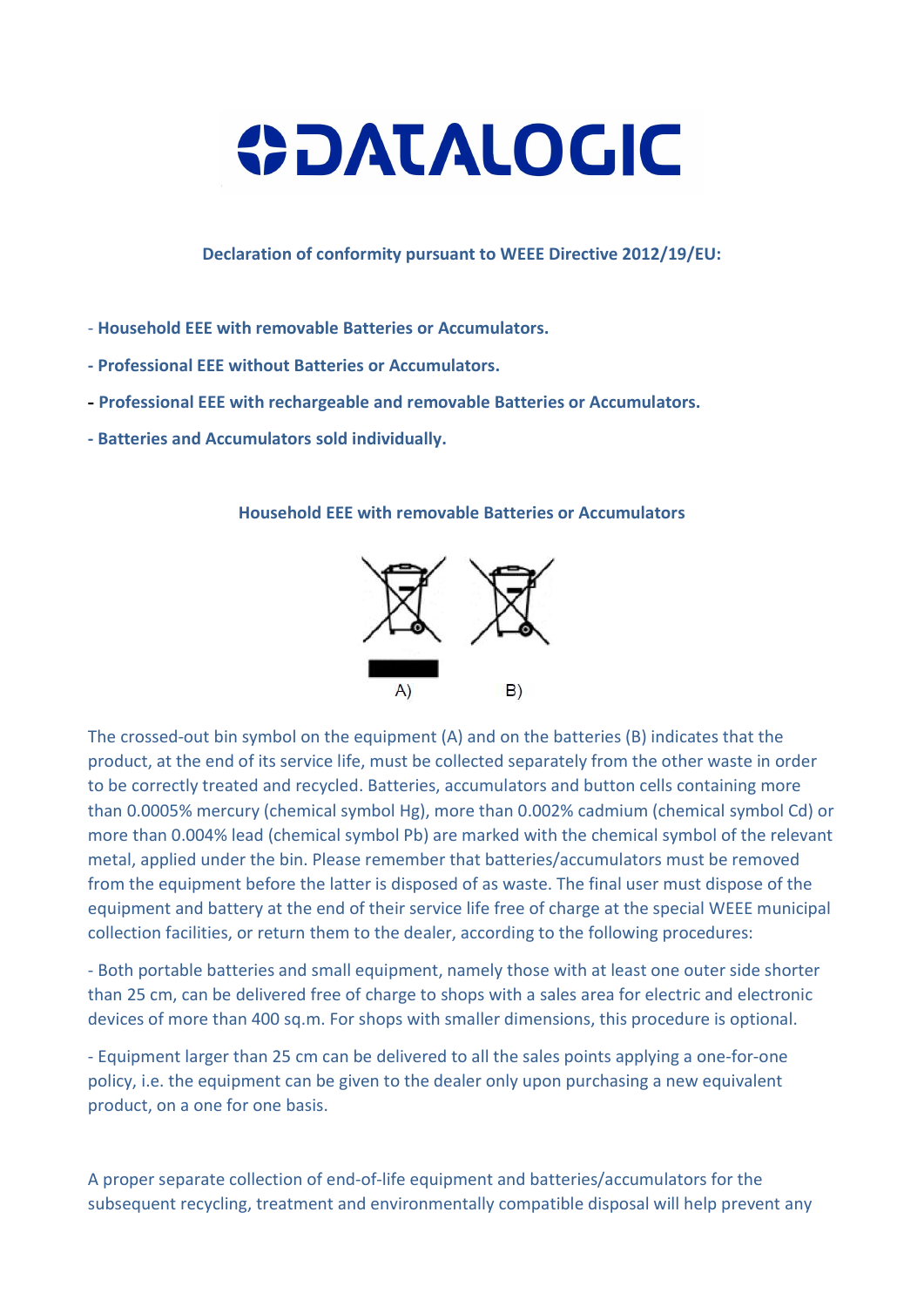# DATALOGIC

**Declaration of conformity pursuant to WEEE Directive 2012/19/EU:**

- **Household EEE with removable Batteries or Accumulators.**
- **Professional EEE without Batteries or Accumulators.**
- **Professional EEE with rechargeable and removable Batteries or Accumulators.**
- **Batteries and Accumulators sold individually.**

## Household EEE with removable Batteries or Accumulators

A) B)

The crossed-out bin symbol on the equipment (A) and on the batteries (B) indicates that the product, at the end of its service life, must be collected separately from the other waste in order to be correctly treated and recycled. Batteries, accumulators and button cells containing more than 0.0005% mercury (chemical symbol Hg), more than 0.002% cadmium (chemical symbol Cd) or more than 0.004% lead (chemical symbol Pb) are marked with the chemical symbol of the relevant metal, applied under the bin. Please remember that batteries/accumulators must be removed from the equipment before the latter is disposed of as waste. The final user must dispose of the equipment and battery at the end of their service life free of charge at the special WEEE municipal collection facilities, or return them to the dealer, according to the following procedures:

- Both portable batteries and small equipment, namely those with at least one outer side shorter than 25 cm, can be delivered free of charge to shops with a sales area for electric and electronic devices of more than 400 sq.m. For shops with smaller dimensions, this procedure is optional.

- Equipment larger than 25 cm can be delivered to all the sales points applying a one-for-one policy, i.e. the equipment can be given to the dealer only upon purchasing a new equivalent product, on a one for one basis.

A proper separate collection of end-of-life equipment and batteries/accumulators for the subsequent recycling, treatment and environmentally compatible disposal will help prevent any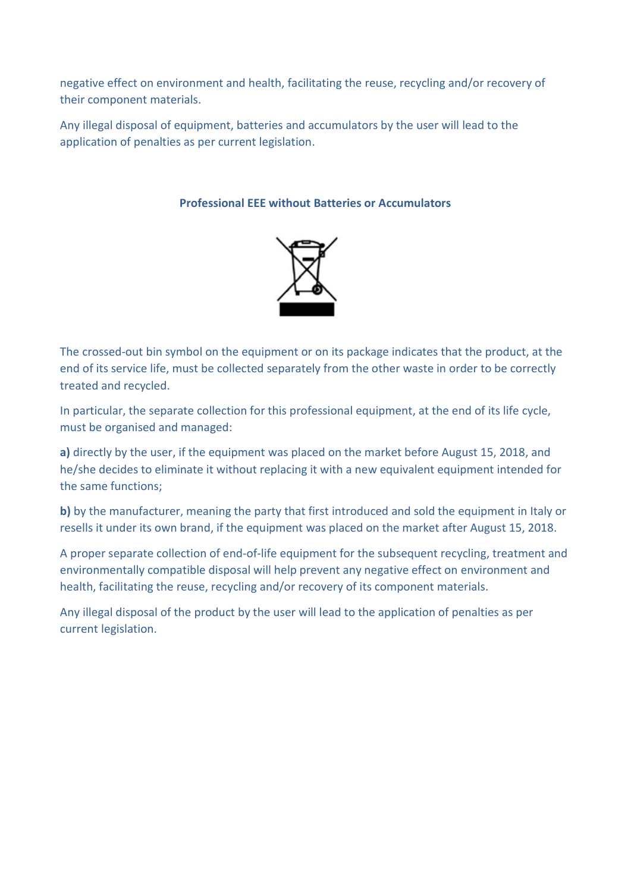negative effect on environment and health, facilitating the reuse, recycling and/or recovery of their component materials.

Any illegal disposal of equipment, batteries and accumulators by the user will lead to the application of penalties as per current legislation.

## Professional EEE without Batteries or Accumulators

The crossed-out bin symbol on the equipment or on its package indicates that the product, at the end of its service life, must be collected separately from the other waste in order to be correctly treated and recycled.

In particular, the separate collection for this professional equipment, at the end of its life cycle, must be organised and managed:

**a)** directly by the user, if the equipment was placed on the market before August 15, 2018, and he/she decides to eliminate it without replacing it with a new equivalent equipment intended for the same functions;

**b)** by the manufacturer, meaning the party that first introduced and sold the equipment in Italy or resells it under its own brand, if the equipment was placed on the market after August 15, 2018.

A proper separate collection of end-of-life equipment for the subsequent recycling, treatment and environmentally compatible disposal will help prevent any negative effect on environment and health, facilitating the reuse, recycling and/or recovery of its component materials.

Any illegal disposal of the product by the user will lead to the application of penalties as per current legislation.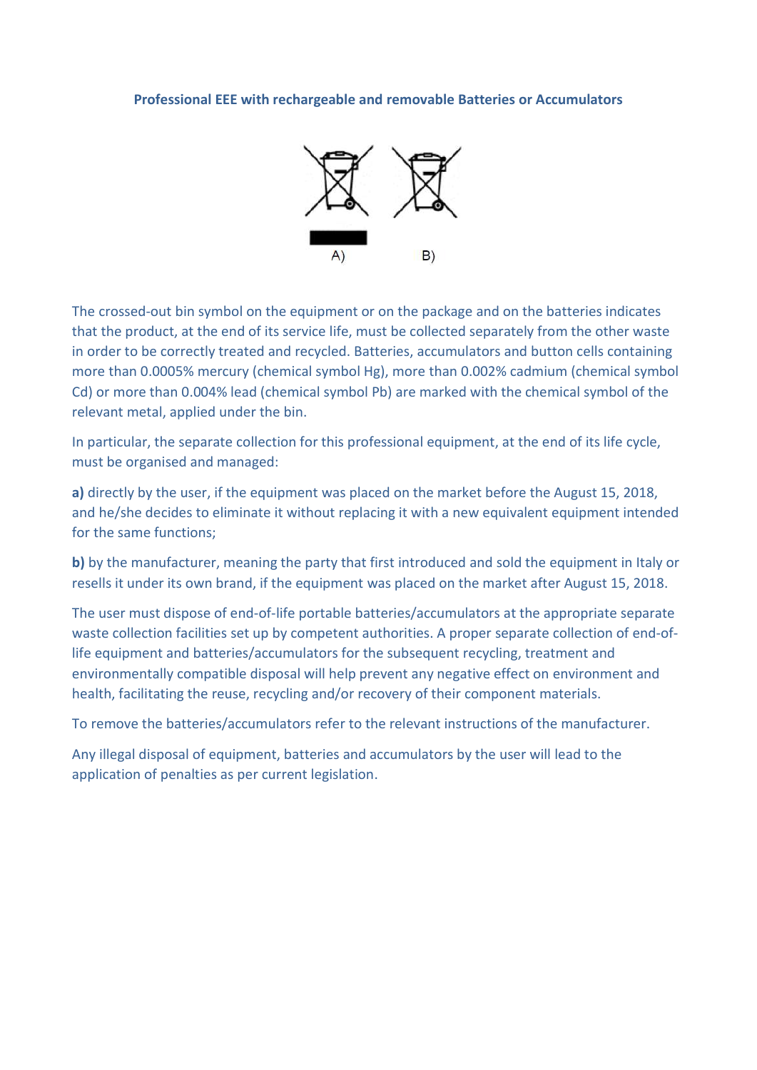## Professional EEE with rechargeable and removable Batteries or Accumulators

A) B)

The crossed-out bin symbol on the equipment or on the package and on the batteries indicates that the product, at the end of its service life, must be collected separately from the other waste in order to be correctly treated and recycled. Batteries, accumulators and button cells containing more than 0.0005% mercury (chemical symbol Hg), more than 0.002% cadmium (chemical symbol Cd) or more than 0.004% lead (chemical symbol Pb) are marked with the chemical symbol of the relevant metal, applied under the bin.

In particular, the separate collection for this professional equipment, at the end of its life cycle, must be organised and managed:

**a)** directly by the user, if the equipment was placed on the market before the August 15, 2018, and he/she decides to eliminate it without replacing it with a new equivalent equipment intended for the same functions;

**b)** by the manufacturer, meaning the party that first introduced and sold the equipment in Italy or resells it under its own brand, if the equipment was placed on the market after August 15, 2018.

The user must dispose of end-of-life portable batteries/accumulators at the appropriate separate waste collection facilities set up by competent authorities. A proper separate collection of end-of-life equipment and batteries/accumulators for the subsequent recycling, treatment and environmentally compatible disposal will help prevent any negative effect on environment and health, facilitating the reuse, recycling and/or recovery of their component materials.

To remove the batteries/accumulators refer to the relevant instructions of the manufacturer.

Any illegal disposal of equipment, batteries and accumulators by the user will lead to the application of penalties as per current legislation.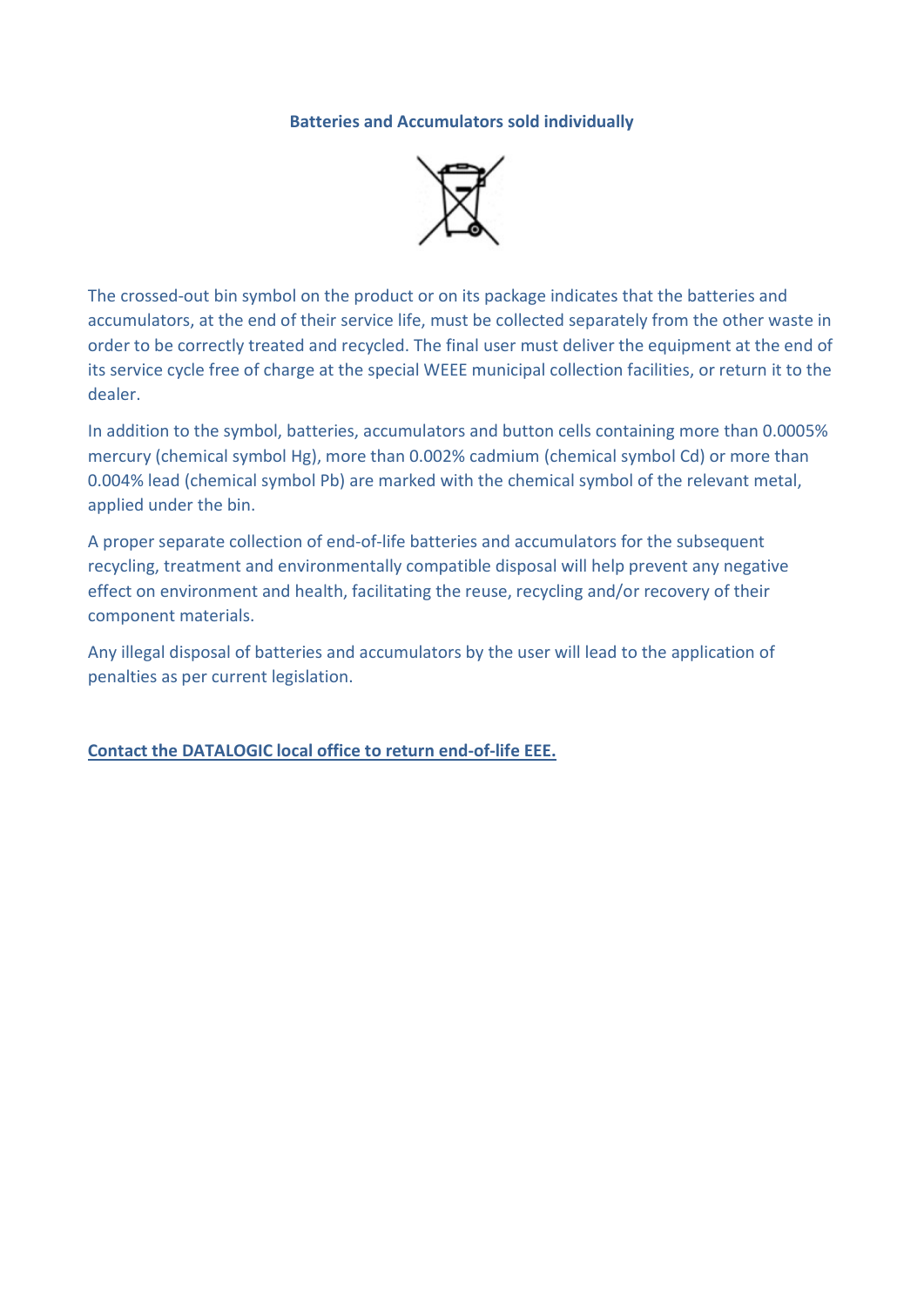## Batteries and Accumulators sold individually

The crossed-out bin symbol on the product or on its package indicates that the batteries and accumulators, at the end of their service life, must be collected separately from the other waste in order to be correctly treated and recycled. The final user must deliver the equipment at the end of its service cycle free of charge at the special WEEE municipal collection facilities, or return it to the dealer.

In addition to the symbol, batteries, accumulators and button cells containing more than 0.0005% mercury (chemical symbol Hg), more than 0.002% cadmium (chemical symbol Cd) or more than 0.004% lead (chemical symbol Pb) are marked with the chemical symbol of the relevant metal, applied under the bin.

A proper separate collection of end-of-life batteries and accumulators for the subsequent recycling, treatment and environmentally compatible disposal will help prevent any negative effect on environment and health, facilitating the reuse, recycling and/or recovery of their component materials.

Any illegal disposal of batteries and accumulators by the user will lead to the application of penalties as per current legislation.

**Contact the DATALOGIC local office to return end-of-life EEE.**